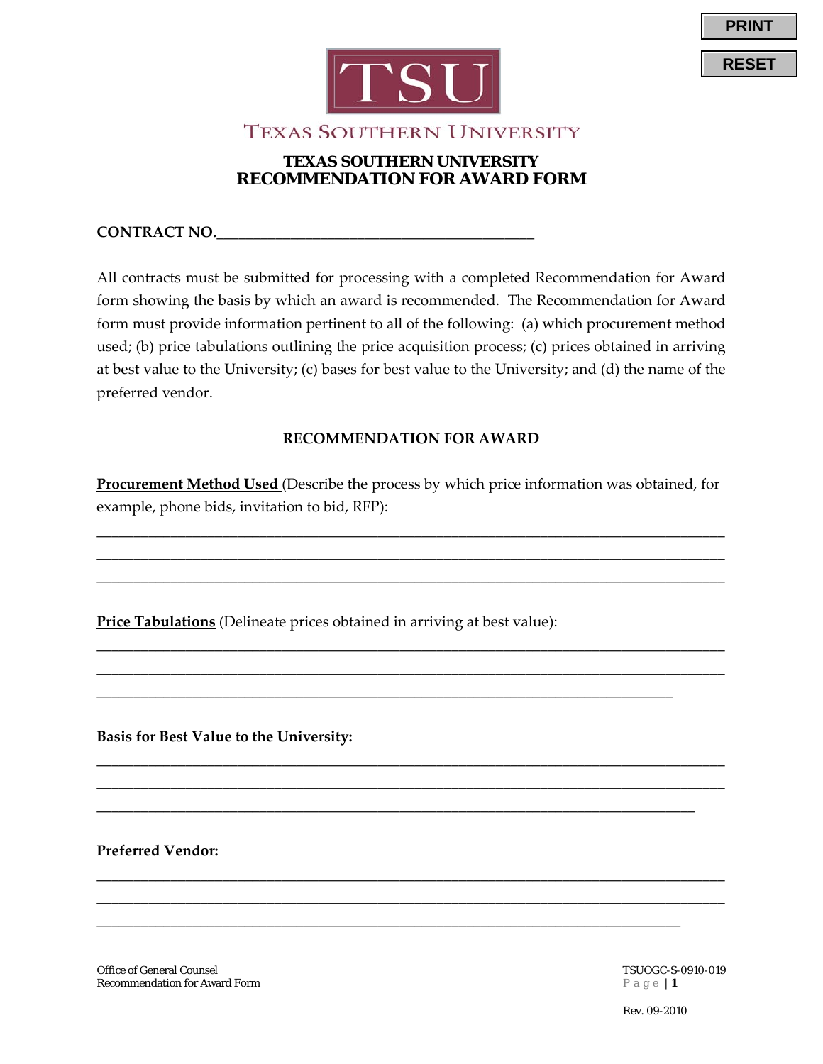# TEXAS SOUTHERN UNIVERSITY

## TEXAS SOUTHERN UNIVERSITY RECOMMENDATION FOR AWARD FORM

**CONTRACT NO.**\_\_\_\_\_\_\_\_\_\_\_\_\_\_\_\_\_\_\_\_\_\_\_\_\_\_\_\_\_\_\_\_\_\_\_\_\_\_\_\_

All contracts must be submitted for processing with a completed Recommendation for Award form showing the basis by which an award is recommended. The Recommendation for Award form must provide information pertinent to all of the following: (a) which procurement method used; (b) price tabulations outlining the price acquisition process; (c) prices obtained in arriving at best value to the University; (c) bases for best value to the University; and (d) the name of the preferred vendor.

### RECOMMENDATION FOR AWARD

**Procurement Method Used** (Describe the process by which price information was obtained, for example, phone bids, invitation to bid, RFP):

\_\_\_\_\_\_\_\_\_\_\_\_\_\_\_\_\_\_\_\_\_\_\_\_\_\_\_\_\_\_\_\_\_\_\_\_\_\_\_\_\_\_\_\_\_\_\_\_\_\_\_\_\_\_\_\_\_\_\_\_\_\_\_\_\_\_\_\_\_\_\_\_\_\_\_\_

\_\_\_\_\_\_\_\_\_\_\_\_\_\_\_\_\_\_\_\_\_\_\_\_\_\_\_\_\_\_\_\_\_\_\_\_\_\_\_\_\_\_\_\_\_\_\_\_\_\_\_\_\_\_\_\_\_\_\_\_\_\_\_\_\_\_\_\_\_\_\_\_\_\_\_\_

\_\_\_\_\_\_\_\_\_\_\_\_\_\_\_\_\_\_\_\_\_\_\_\_\_\_\_\_\_\_\_\_\_\_\_\_\_\_\_\_\_\_\_\_\_\_\_\_\_\_\_\_\_\_\_\_\_\_\_\_\_\_\_\_\_\_\_\_\_\_\_\_\_\_\_\_

**Price Tabulations** (Delineate prices obtained in arriving at best value):

\_\_\_\_\_\_\_\_\_\_\_\_\_\_\_\_\_\_\_\_\_\_\_\_\_\_\_\_\_\_\_\_\_\_\_\_\_\_\_\_\_\_\_\_\_\_\_\_\_\_\_\_\_\_\_\_\_\_\_\_\_\_\_\_\_\_\_\_\_\_\_\_\_\_\_\_

\_\_\_\_\_\_\_\_\_\_\_\_\_\_\_\_\_\_\_\_\_\_\_\_\_\_\_\_\_\_\_\_\_\_\_\_\_\_\_\_\_\_\_\_\_\_\_\_\_\_\_\_\_\_\_\_\_\_\_\_\_\_\_\_\_\_\_\_\_\_\_\_\_\_\_\_

\_\_\_\_\_\_\_\_\_\_\_\_\_\_\_\_\_\_\_\_\_\_\_\_\_\_\_\_\_\_\_\_\_\_\_\_\_\_\_\_\_\_\_\_\_\_\_\_\_\_\_\_\_\_\_\_\_\_\_\_\_\_\_\_\_\_\_\_\_\_

**Basis for Best Value to the University:**

\_\_\_\_\_\_\_\_\_\_\_\_\_\_\_\_\_\_\_\_\_\_\_\_\_\_\_\_\_\_\_\_\_\_\_\_\_\_\_\_\_\_\_\_\_\_\_\_\_\_\_\_\_\_\_\_\_\_\_\_\_\_\_\_\_\_\_\_\_\_\_\_\_\_\_\_

\_\_\_\_\_\_\_\_\_\_\_\_\_\_\_\_\_\_\_\_\_\_\_\_\_\_\_\_\_\_\_\_\_\_\_\_\_\_\_\_\_\_\_\_\_\_\_\_\_\_\_\_\_\_\_\_\_\_\_\_\_\_\_\_\_\_\_\_\_\_\_\_\_\_\_\_

\_\_\_\_\_\_\_\_\_\_\_\_\_\_\_\_\_\_\_\_\_\_\_\_\_\_\_\_\_\_\_\_\_\_\_\_\_\_\_\_\_\_\_\_\_\_\_\_\_\_\_\_\_\_\_\_\_\_\_\_\_\_\_\_\_\_\_\_\_\_\_\_

**Preferred Vendor:**

\_\_\_\_\_\_\_\_\_\_\_\_\_\_\_\_\_\_\_\_\_\_\_\_\_\_\_\_\_\_\_\_\_\_\_\_\_\_\_\_\_\_\_\_\_\_\_\_\_\_\_\_\_\_\_\_\_\_\_\_\_\_\_\_\_\_\_\_\_\_\_\_\_\_\_\_

\_\_\_\_\_\_\_\_\_\_\_\_\_\_\_\_\_\_\_\_\_\_\_\_\_\_\_\_\_\_\_\_\_\_\_\_\_\_\_\_\_\_\_\_\_\_\_\_\_\_\_\_\_\_\_\_\_\_\_\_\_\_\_\_\_\_\_\_\_\_\_\_\_\_\_\_

\_\_\_\_\_\_\_\_\_\_\_\_\_\_\_\_\_\_\_\_\_\_\_\_\_\_\_\_\_\_\_\_\_\_\_\_\_\_\_\_\_\_\_\_\_\_\_\_\_\_\_\_\_\_\_\_\_\_\_\_\_\_\_\_\_\_\_\_\_\_\_

Office of General Counsel
Recommendation for Award Form

TSUOGC-S-0910-019

Rev. 09-2010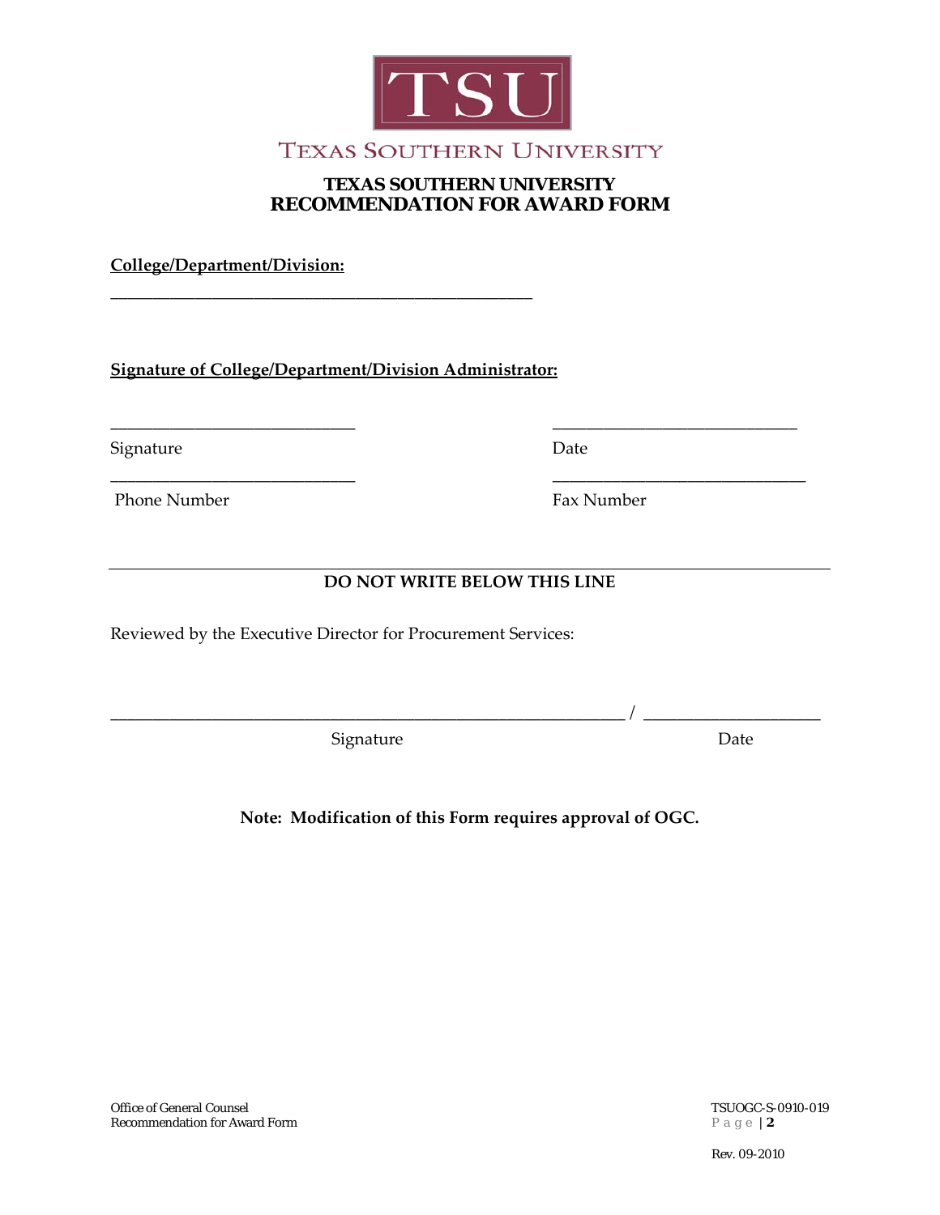TEXAS SOUTHERN UNIVERSITY

# TEXAS SOUTHERN UNIVERSITY
# RECOMMENDATION FOR AWARD FORM

**College/Department/Division:**

_______________________________________________

**Signature of College/Department/Division Administrator:**

___________________________ ___________________________

Signature Date

___________________________ ___________________________

Phone Number Fax Number

---

**DO NOT WRITE BELOW THIS LINE**

Reviewed by the Executive Director for Procurement Services:

_________________________________________________________ / ____________________

Signature Date

**Note: Modification of this Form requires approval of OGC.**

Office of General Counsel
Recommendation for Award Form

TSUOGC-S-0910-019

Rev. 09-2010